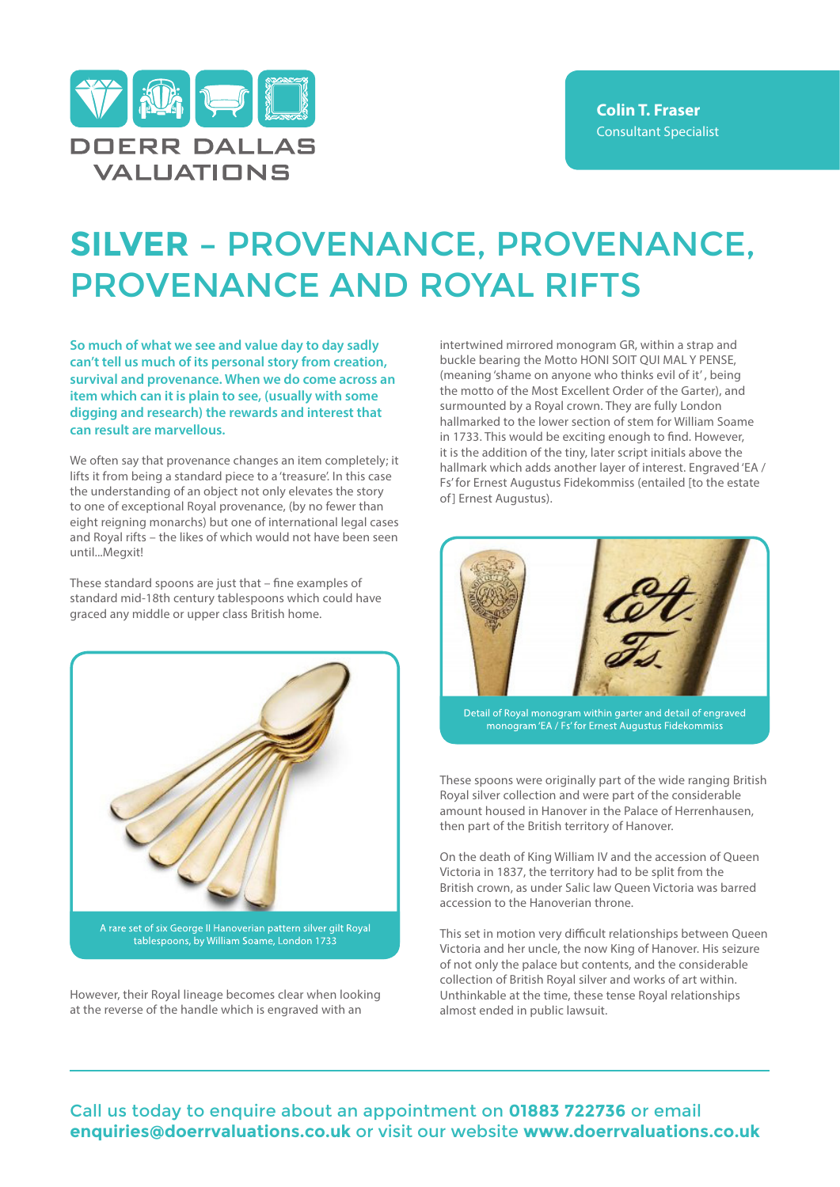DOERR DALLAS VALUATIONS

**Colin T. Fraser**
Consultant Specialist

# SILVER – PROVENANCE, PROVENANCE, PROVENANCE AND ROYAL RIFTS

**So much of what we see and value day to day sadly can't tell us much of its personal story from creation, survival and provenance. When we do come across an item which can it is plain to see, (usually with some digging and research) the rewards and interest that can result are marvellous.**

We often say that provenance changes an item completely; it lifts it from being a standard piece to a 'treasure'. In this case the understanding of an object not only elevates the story to one of exceptional Royal provenance, (by no fewer than eight reigning monarchs) but one of international legal cases and Royal rifts – the likes of which would not have been seen until...Megxit!

These standard spoons are just that – fine examples of standard mid-18th century tablespoons which could have graced any middle or upper class British home.

A rare set of six George II Hanoverian pattern silver gilt Royal tablespoons, by William Soame, London 1733

However, their Royal lineage becomes clear when looking at the reverse of the handle which is engraved with an intertwined mirrored monogram GR, within a strap and buckle bearing the Motto HONI SOIT QUI MAL Y PENSE, (meaning 'shame on anyone who thinks evil of it', being the motto of the Most Excellent Order of the Garter), and surmounted by a Royal crown. They are fully London hallmarked to the lower section of stem for William Soame in 1733. This would be exciting enough to find. However, it is the addition of the tiny, later script initials above the hallmark which adds another layer of interest. Engraved 'EA / Fs' for Ernest Augustus Fidekommiss (entailed [to the estate of] Ernest Augustus).

Detail of Royal monogram within garter and detail of engraved monogram 'EA / Fs' for Ernest Augustus Fidekommiss

These spoons were originally part of the wide ranging British Royal silver collection and were part of the considerable amount housed in Hanover in the Palace of Herrenhausen, then part of the British territory of Hanover.

On the death of King William IV and the accession of Queen Victoria in 1837, the territory had to be split from the British crown, as under Salic law Queen Victoria was barred accession to the Hanoverian throne.

This set in motion very difficult relationships between Queen Victoria and her uncle, the now King of Hanover. His seizure of not only the palace but contents, and the considerable collection of British Royal silver and works of art within. Unthinkable at the time, these tense Royal relationships almost ended in public lawsuit.

Call us today to enquire about an appointment on **01883 722736** or email **enquiries@doerrvaluations.co.uk** or visit our website **www.doerrvaluations.co.uk**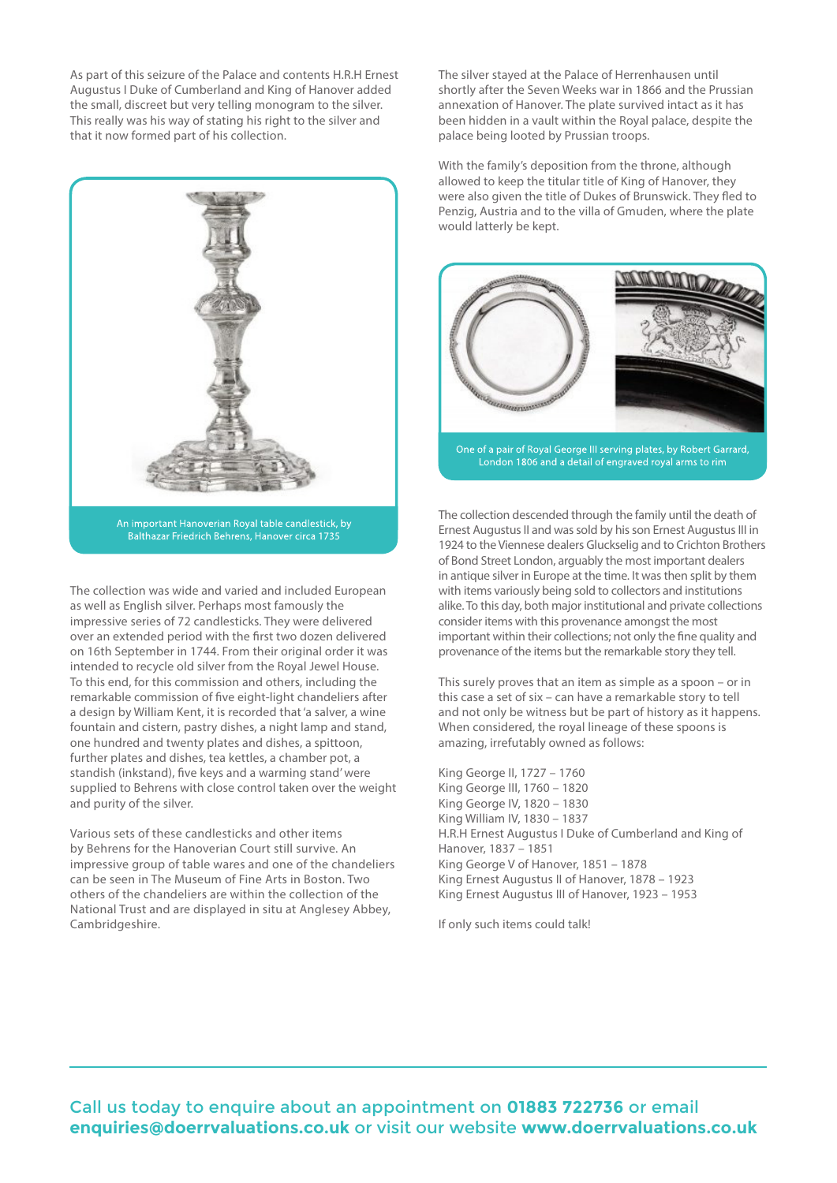As part of this seizure of the Palace and contents H.R.H Ernest Augustus I Duke of Cumberland and King of Hanover added the small, discreet but very telling monogram to the silver. This really was his way of stating his right to the silver and that it now formed part of his collection.

An important Hanoverian Royal table candlestick, by Balthazar Friedrich Behrens, Hanover circa 1735

The collection was wide and varied and included European as well as English silver. Perhaps most famously the impressive series of 72 candlesticks. They were delivered over an extended period with the first two dozen delivered on 16th September in 1744. From their original order it was intended to recycle old silver from the Royal Jewel House. To this end, for this commission and others, including the remarkable commission of five eight-light chandeliers after a design by William Kent, it is recorded that 'a salver, a wine fountain and cistern, pastry dishes, a night lamp and stand, one hundred and twenty plates and dishes, a spittoon, further plates and dishes, tea kettles, a chamber pot, a standish (inkstand), five keys and a warming stand' were supplied to Behrens with close control taken over the weight and purity of the silver.

Various sets of these candlesticks and other items by Behrens for the Hanoverian Court still survive. An impressive group of table wares and one of the chandeliers can be seen in The Museum of Fine Arts in Boston. Two others of the chandeliers are within the collection of the National Trust and are displayed in situ at Anglesey Abbey, Cambridgeshire.

The silver stayed at the Palace of Herrenhausen until shortly after the Seven Weeks war in 1866 and the Prussian annexation of Hanover. The plate survived intact as it has been hidden in a vault within the Royal palace, despite the palace being looted by Prussian troops.

With the family's deposition from the throne, although allowed to keep the titular title of King of Hanover, they were also given the title of Dukes of Brunswick. They fled to Penzig, Austria and to the villa of Gmuden, where the plate would latterly be kept.

One of a pair of Royal George III serving plates, by Robert Garrard, London 1806 and a detail of engraved royal arms to rim

The collection descended through the family until the death of Ernest Augustus II and was sold by his son Ernest Augustus III in 1924 to the Viennese dealers Gluckselig and to Crichton Brothers of Bond Street London, arguably the most important dealers in antique silver in Europe at the time. It was then split by them with items variously being sold to collectors and institutions alike. To this day, both major institutional and private collections consider items with this provenance amongst the most important within their collections; not only the fine quality and provenance of the items but the remarkable story they tell.

This surely proves that an item as simple as a spoon – or in this case a set of six – can have a remarkable story to tell and not only be witness but be part of history as it happens. When considered, the royal lineage of these spoons is amazing, irrefutably owned as follows:

King George II, 1727 – 1760
King George III, 1760 – 1820
King George IV, 1820 – 1830
King William IV, 1830 – 1837
H.R.H Ernest Augustus I Duke of Cumberland and King of Hanover, 1837 – 1851
King George V of Hanover, 1851 – 1878
King Ernest Augustus II of Hanover, 1878 – 1923
King Ernest Augustus III of Hanover, 1923 – 1953

If only such items could talk!

Call us today to enquire about an appointment on **01883 722736** or email **enquiries@doerrvaluations.co.uk** or visit our website **www.doerrvaluations.co.uk**